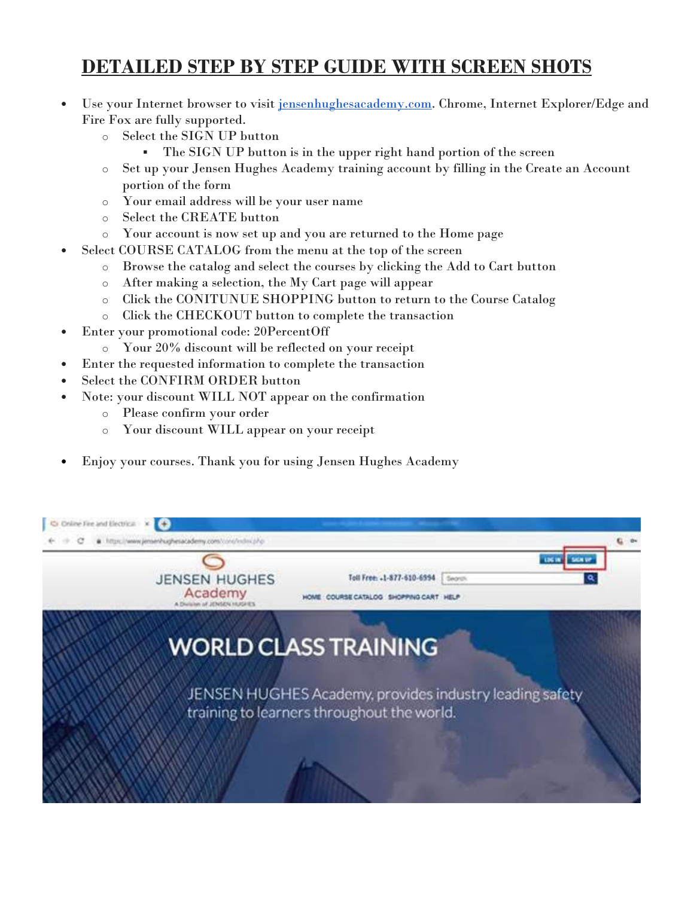# DETAILED STEP BY STEP GUIDE WITH SCREEN SHOTS

- Use your Internet browser to visit [jensenhughesacademy.com](http://jensenhughesacademy.com). Chrome, Internet Explorer/Edge and Fire Fox are fully supported.
  - Select the SIGN UP button
    - The SIGN UP button is in the upper right hand portion of the screen
  - Set up your Jensen Hughes Academy training account by filling in the Create an Account portion of the form
  - Your email address will be your user name
  - Select the CREATE button
  - Your account is now set up and you are returned to the Home page
- Select COURSE CATALOG from the menu at the top of the screen
  - Browse the catalog and select the courses by clicking the Add to Cart button
  - After making a selection, the My Cart page will appear
  - Click the CONITUNUE SHOPPING button to return to the Course Catalog
  - Click the CHECKOUT button to complete the transaction
- Enter your promotional code: 20PercentOff
  - Your 20% discount will be reflected on your receipt
- Enter the requested information to complete the transaction
- Select the CONFIRM ORDER button
- Note: your discount WILL NOT appear on the confirmation
  - Please confirm your order
  - Your discount WILL appear on your receipt
- Enjoy your courses. Thank you for using Jensen Hughes Academy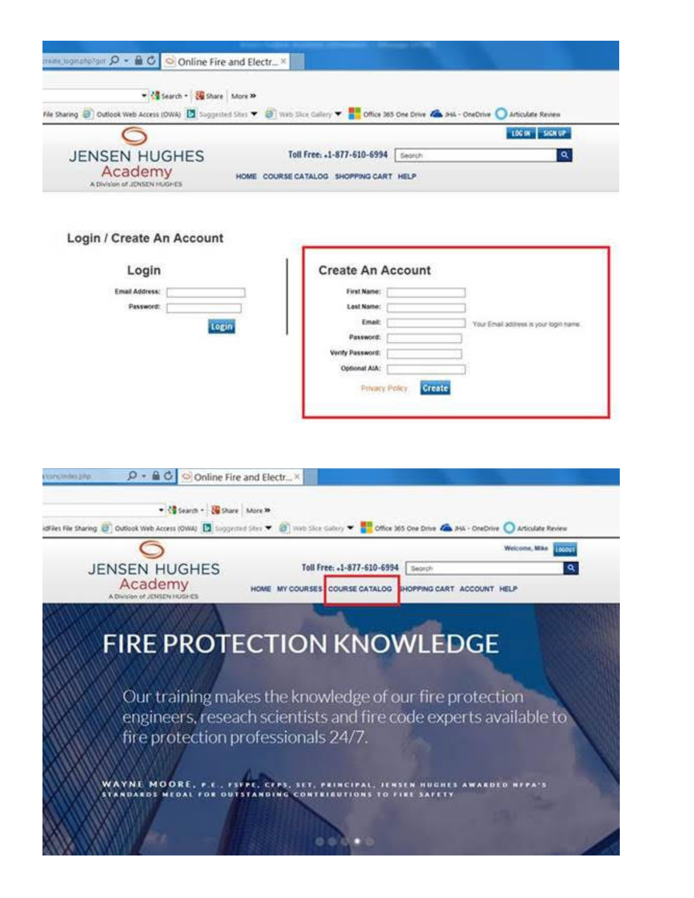Online Fire and Electr...

Search · Share · More »

File Sharing · Outlook Web Access (OWA) · Suggested Sites · Web Slice Gallery · Office 365 One Drive · JHA - OneDrive · Articulate Review

LOG IN | SIGN UP

JENSEN HUGHES Academy

A Division of JENSEN HUGHES

Toll Free: +1-877-610-6994

Search

HOME | COURSE CATALOG | SHOPPING CART | HELP

## Login / Create An Account

### Login

Email Address:

Password:

Login

### Create An Account

First Name:

Last Name:

Email: Your Email address is your login name.

Password:

Verify Password:

Optional AIA:

Privacy Policy | Create

---

Online Fire and Electr...

Search · Share · More »

File Sharing · Outlook Web Access (OWA) · Suggested Sites · Web Slice Gallery · Office 365 One Drive · JHA - OneDrive · Articulate Review

Welcome, Mike | LOGOUT

JENSEN HUGHES Academy

A Division of JENSEN HUGHES

Toll Free: +1-877-610-6994

Search

HOME | MY COURSES | COURSE CATALOG | SHOPPING CART | ACCOUNT | HELP

# FIRE PROTECTION KNOWLEDGE

Our training makes the knowledge of our fire protection engineers, reseach scientists and fire code experts available to fire protection professionals 24/7.

WAYNE MOORE, P.E., FSFPE, CFPS, SET, PRINCIPAL, JENSEN HUGHES AWARDED NFPA'S STANDARDS MEDAL FOR OUTSTANDING CONTRIBUTIONS TO FIRE SAFETY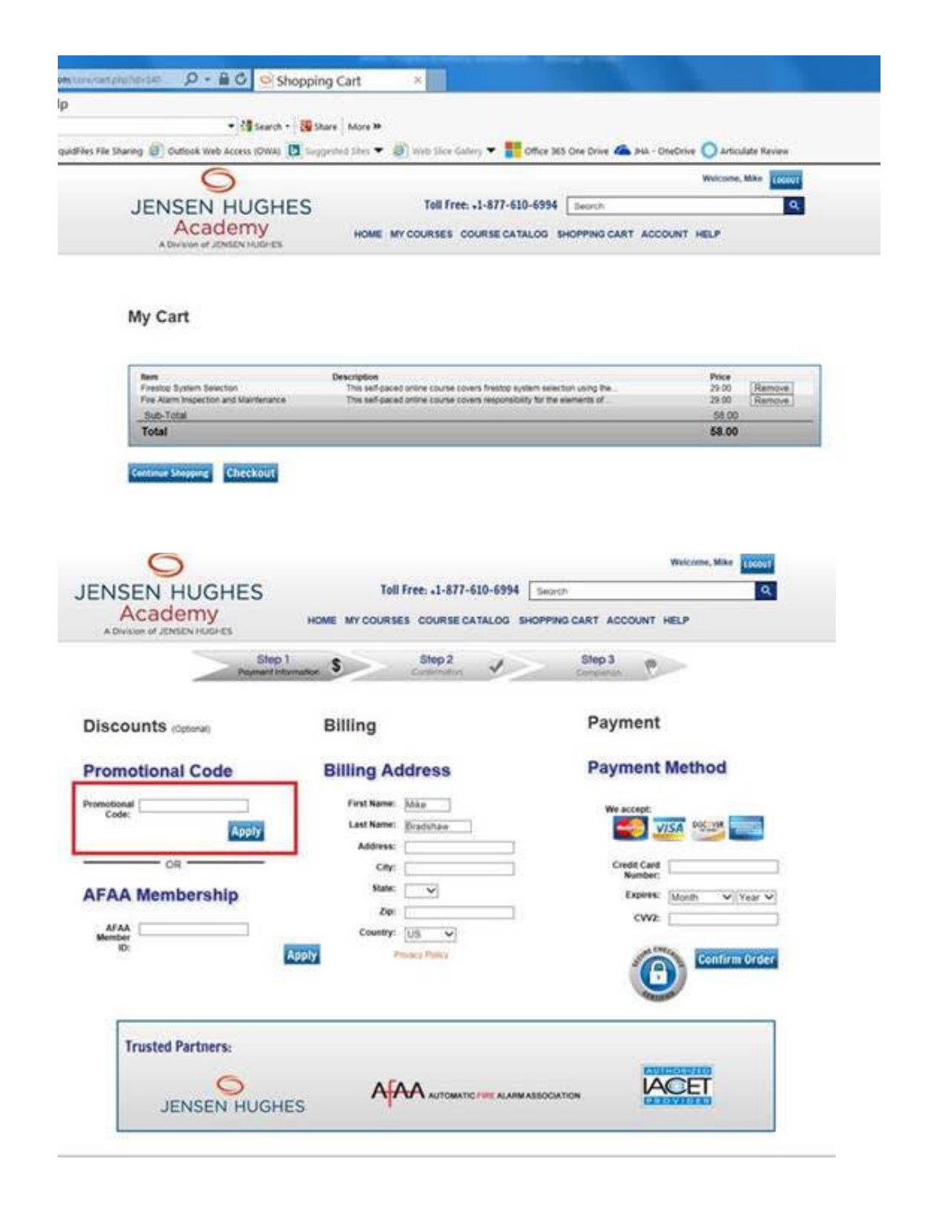Shopping Cart

JENSEN HUGHES Academy
A Division of JENSEN HUGHES

Welcome, Mike | LOGOUT

Toll Free: +1-877-610-6994

HOME | MY COURSES | COURSE CATALOG | SHOPPING CART | ACCOUNT | HELP

## My Cart

| Item | Description | Price | |
|---|---|---|---|
| Firestop System Selection | This self-paced online course covers firestop system selection using the... | 29.00 | Remove |
| Fire Alarm Inspection and Maintenance | This self-paced online course covers responsibility for the elements of... | 29.00 | Remove |
| Sub-Total | | 58.00 | |
| **Total** | | **58.00** | |

Continue Shopping | Checkout

JENSEN HUGHES Academy
A Division of JENSEN HUGHES

Welcome, Mike | LOGOUT

Toll Free: +1-877-610-6994

HOME | MY COURSES | COURSE CATALOG | SHOPPING CART | ACCOUNT | HELP

Step 1 Payment Information | Step 2 Confirmation | Step 3 Completion

## Discounts (Optional)

### Promotional Code

Promotional Code:

Apply

OR

### AFAA Membership

AFAA Member ID:

Apply

## Billing

### Billing Address

First Name: Mike

Last Name: Bradshaw

Address:

City:

State:

Zip:

Country: US

Privacy Policy

## Payment

### Payment Method

We accept:

Credit Card Number:

Expires: Month Year

CVV2:

Confirm Order

**Trusted Partners:**

JENSEN HUGHES | AFAA AUTOMATIC FIRE ALARM ASSOCIATION | AUTHORIZED IACET PROVIDER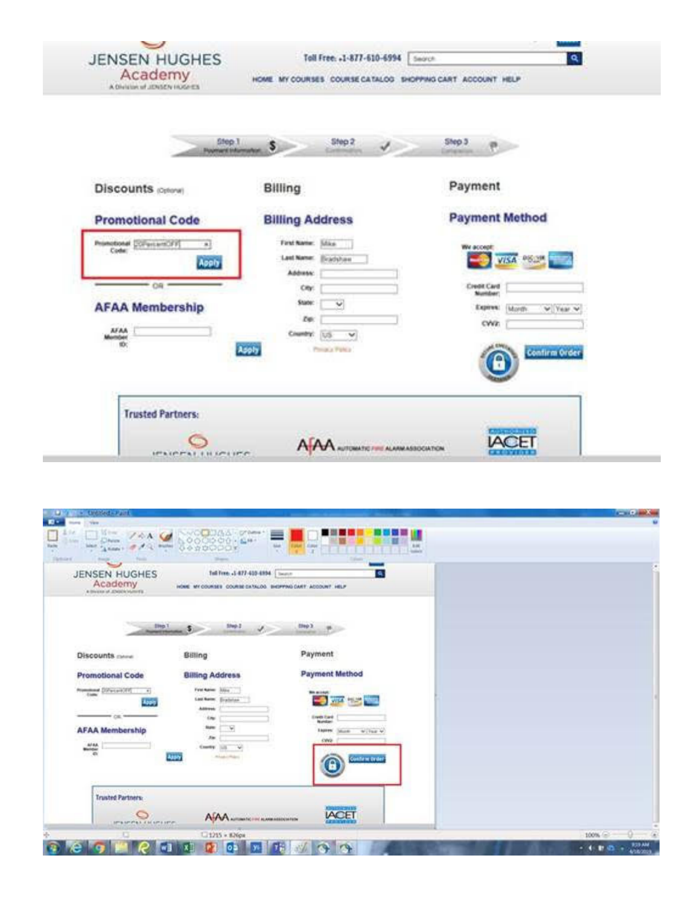JENSEN HUGHES Academy
A Division of JENSEN HUGHES

Toll Free: +1-877-610-6994

HOME MY COURSES COURSE CATALOG SHOPPING CART ACCOUNT HELP

Step 1 Payment Information | Step 2 Confirmation | Step 3 Completion

Discounts (Optional)

**Promotional Code**

Promotional Code: 20PercentOFF

Apply

OR

**AFAA Membership**

AFAA Member ID:

Apply

Billing

**Billing Address**

First Name: Mike

Last Name: Bradshaw

Address:

City:

State:

Zip:

Country: US

Privacy Policy

Payment

**Payment Method**

We accept:

Credit Card Number:

Expires: Month Year

CVV2:

Confirm Order

Trusted Partners:

JENSEN HUGHES

AFAA AUTOMATIC FIRE ALARM ASSOCIATION

IACET

Untitled - Paint

JENSEN HUGHES Academy
A Division of JENSEN HUGHES

Toll Free: +1-877-610-6994

HOME MY COURSES COURSE CATALOG SHOPPING CART ACCOUNT HELP

Step 1 | Step 2 | Step 3

Discounts (Optional)

Promotional Code

Promotional Code: 20PercentOFF

Apply

OR

AFAA Membership

AFAA Member ID:

Apply

Billing

Billing Address

First Name: Mike

Last Name: Bradshaw

Address:

City:

State:

Zip:

Country: US

Payment

Payment Method

We accept:

Credit Card Number:

Expires: Month Year

CVV2:

Confirm Order

Trusted Partners:

AFAA AUTOMATIC FIRE ALARM ASSOCIATION

IACET

1215 × 826px

100%